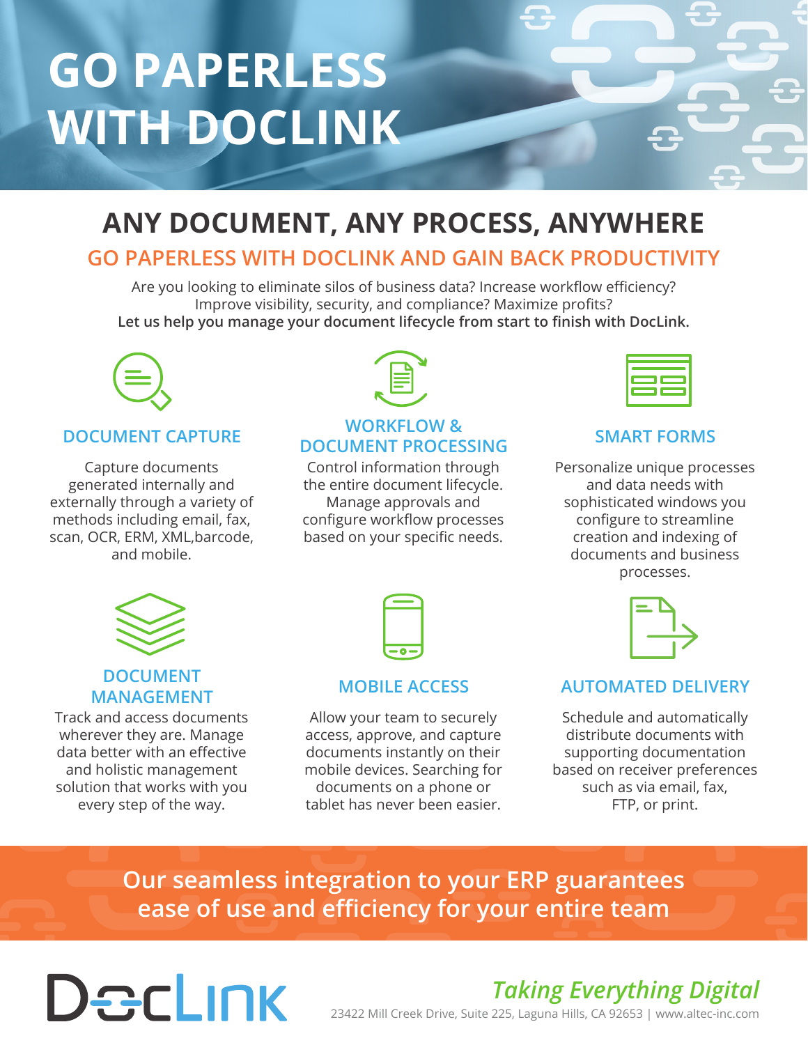# GO PAPERLESS WITH DOCLINK

## ANY DOCUMENT, ANY PROCESS, ANYWHERE

### GO PAPERLESS WITH DOCLINK AND GAIN BACK PRODUCTIVITY

Are you looking to eliminate silos of business data? Increase workflow efficiency? Improve visibility, security, and compliance? Maximize profits?

**Let us help you manage your document lifecycle from start to finish with DocLink.**

### DOCUMENT CAPTURE

Capture documents generated internally and externally through a variety of methods including email, fax, scan, OCR, ERM, XML,barcode, and mobile.

### WORKFLOW & DOCUMENT PROCESSING

Control information through the entire document lifecycle. Manage approvals and configure workflow processes based on your specific needs.

### SMART FORMS

Personalize unique processes and data needs with sophisticated windows you configure to streamline creation and indexing of documents and business processes.

### DOCUMENT MANAGEMENT

Track and access documents wherever they are. Manage data better with an effective and holistic management solution that works with you every step of the way.

### MOBILE ACCESS

Allow your team to securely access, approve, and capture documents instantly on their mobile devices. Searching for documents on a phone or tablet has never been easier.

### AUTOMATED DELIVERY

Schedule and automatically distribute documents with supporting documentation based on receiver preferences such as via email, fax, FTP, or print.

**Our seamless integration to your ERP guarantees ease of use and efficiency for your entire team**

DocLink

*Taking Everything Digital*

23422 Mill Creek Drive, Suite 225, Laguna Hills, CA 92653 | www.altec-inc.com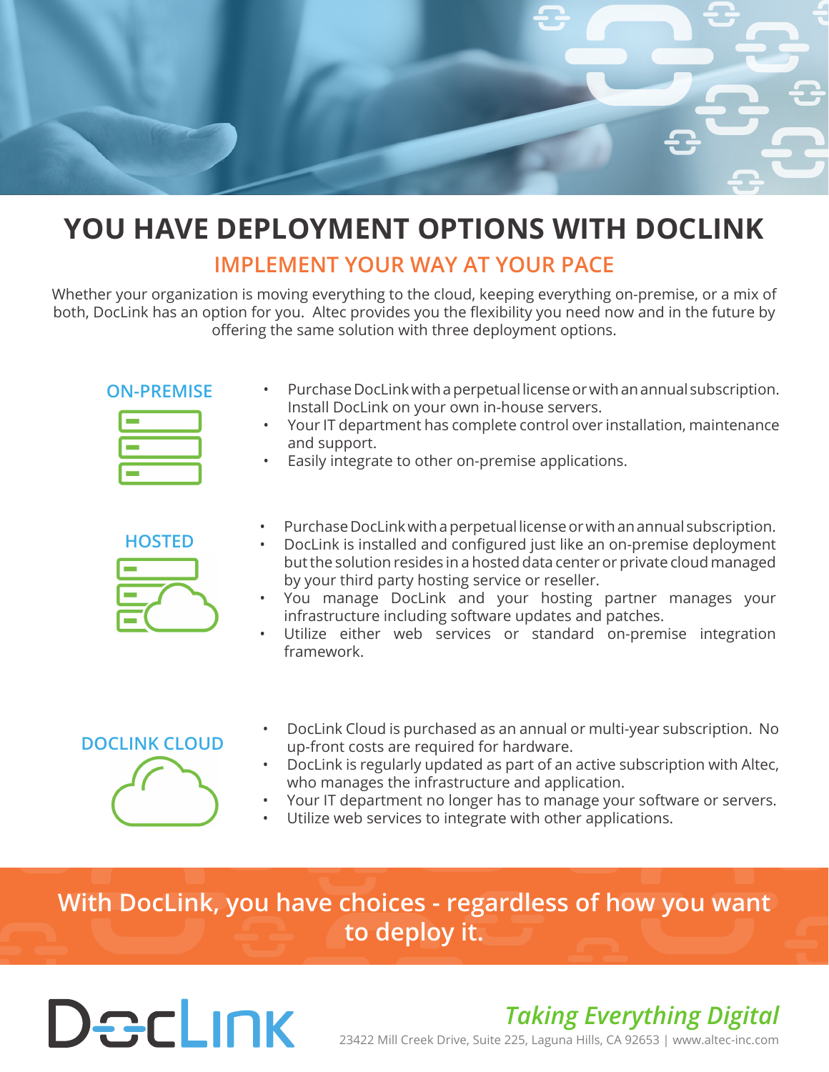# YOU HAVE DEPLOYMENT OPTIONS WITH DOCLINK

## IMPLEMENT YOUR WAY AT YOUR PACE

Whether your organization is moving everything to the cloud, keeping everything on-premise, or a mix of both, DocLink has an option for you. Altec provides you the flexibility you need now and in the future by offering the same solution with three deployment options.

### ON-PREMISE

- Purchase DocLink with a perpetual license or with an annual subscription. Install DocLink on your own in-house servers.
- Your IT department has complete control over installation, maintenance and support.
- Easily integrate to other on-premise applications.

### HOSTED

- Purchase DocLink with a perpetual license or with an annual subscription.
- DocLink is installed and configured just like an on-premise deployment but the solution resides in a hosted data center or private cloud managed by your third party hosting service or reseller.
- You manage DocLink and your hosting partner manages your infrastructure including software updates and patches.
- Utilize either web services or standard on-premise integration framework.

### DOCLINK CLOUD

- DocLink Cloud is purchased as an annual or multi-year subscription. No up-front costs are required for hardware.
- DocLink is regularly updated as part of an active subscription with Altec, who manages the infrastructure and application.
- Your IT department no longer has to manage your software or servers.
- Utilize web services to integrate with other applications.

**With DocLink, you have choices - regardless of how you want to deploy it.**

DocLink

*Taking Everything Digital*

23422 Mill Creek Drive, Suite 225, Laguna Hills, CA 92653 | www.altec-inc.com